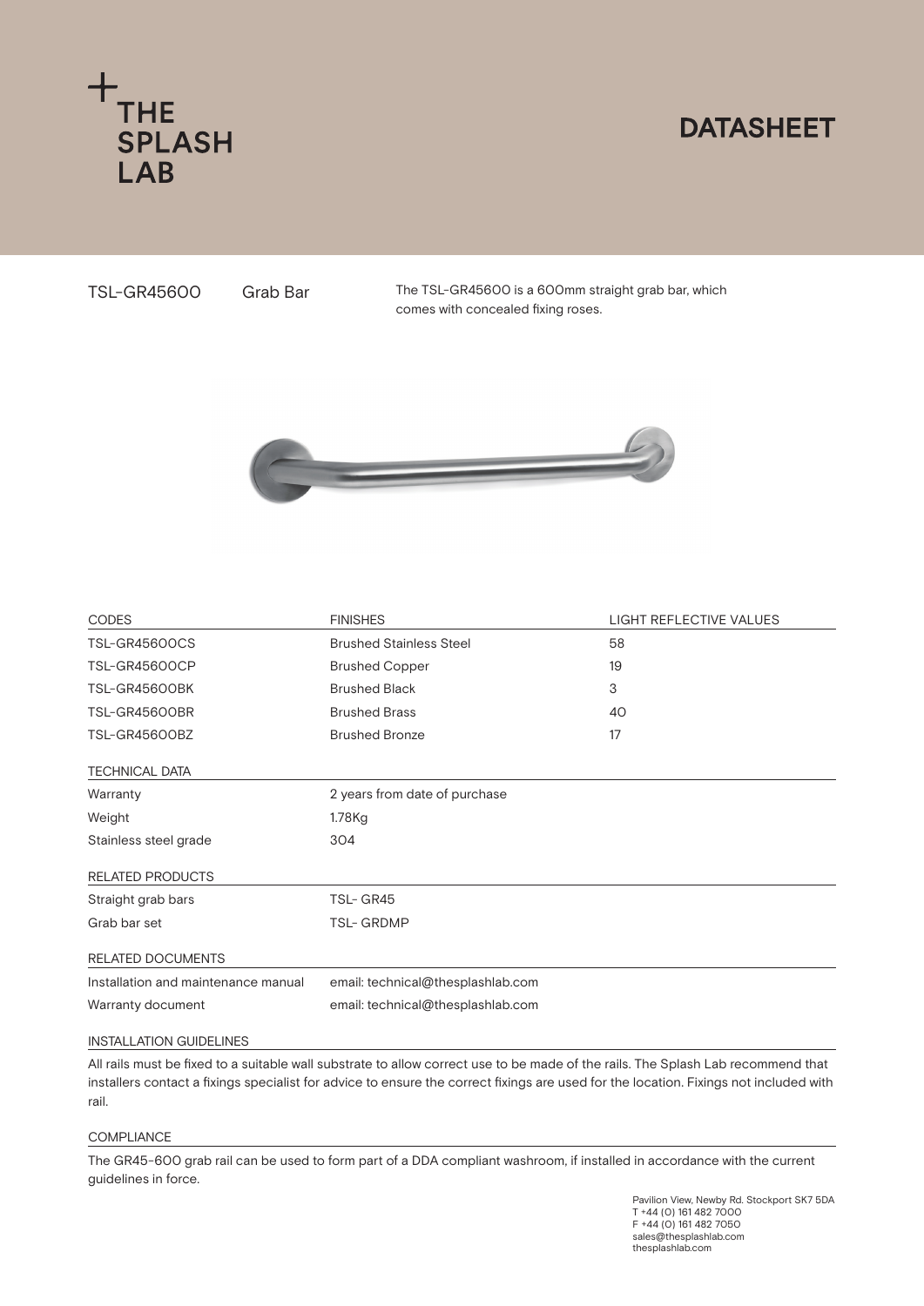# THE SPLASH LAB

# DATASHEET

**TSL-GR45600** Grab Bar

The TSL-GR45600 is a 600mm straight grab bar, which comes with concealed fixing roses.

| CODES | FINISHES | LIGHT REFLECTIVE VALUES |
| --- | --- | --- |
| TSL-GR45600CS | Brushed Stainless Steel | 58 |
| TSL-GR45600CP | Brushed Copper | 19 |
| TSL-GR45600BK | Brushed Black | 3 |
| TSL-GR45600BR | Brushed Brass | 40 |
| TSL-GR45600BZ | Brushed Bronze | 17 |

| TECHNICAL DATA | |
| --- | --- |
| Warranty | 2 years from date of purchase |
| Weight | 1.78Kg |
| Stainless steel grade | 304 |

| RELATED PRODUCTS | |
| --- | --- |
| Straight grab bars | TSL- GR45 |
| Grab bar set | TSL- GRDMP |

| RELATED DOCUMENTS | |
| --- | --- |
| Installation and maintenance manual | email: technical@thesplashlab.com |
| Warranty document | email: technical@thesplashlab.com |

## INSTALLATION GUIDELINES

All rails must be fixed to a suitable wall substrate to allow correct use to be made of the rails. The Splash Lab recommend that installers contact a fixings specialist for advice to ensure the correct fixings are used for the location. Fixings not included with rail.

## COMPLIANCE

The GR45-600 grab rail can be used to form part of a DDA compliant washroom, if installed in accordance with the current guidelines in force.

Pavilion View, Newby Rd. Stockport SK7 5DA
T +44 (0) 161 482 7000
F +44 (0) 161 482 7050
sales@thesplashlab.com
thesplashlab.com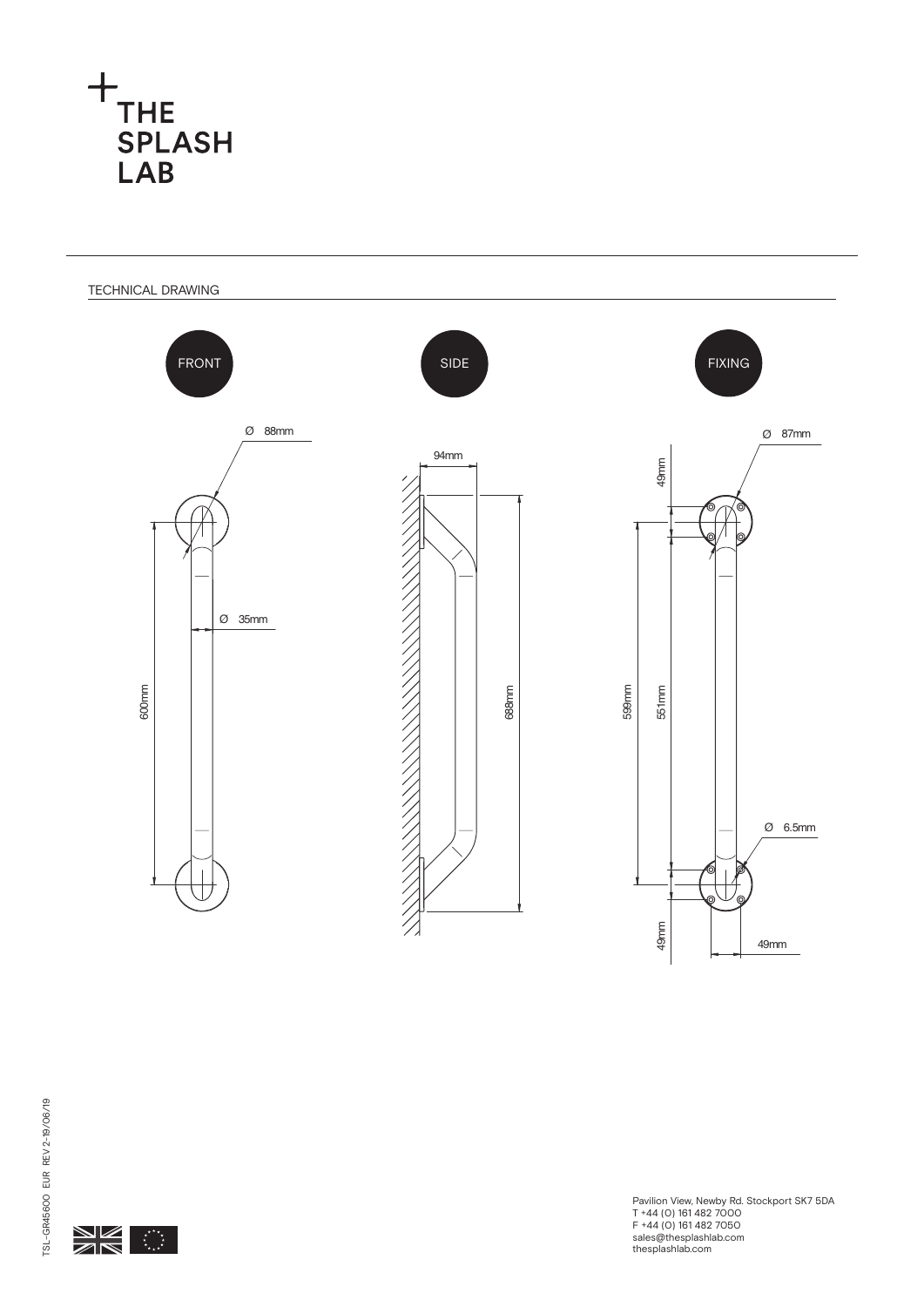+ THE SPLASH LAB

TECHNICAL DRAWING

FRONT

Ø 88mm

Ø 35mm

600mm

SIDE

94mm

688mm

FIXING

Ø 87mm

49mm

599mm

551mm

Ø 6.5mm

49mm

49mm

TSL-GR45600 EUR REV 2-19/06/19

Pavilion View, Newby Rd. Stockport SK7 5DA
T +44 (0) 161 482 7000
F +44 (0) 161 482 7050
sales@thesplashlab.com
thesplashlab.com